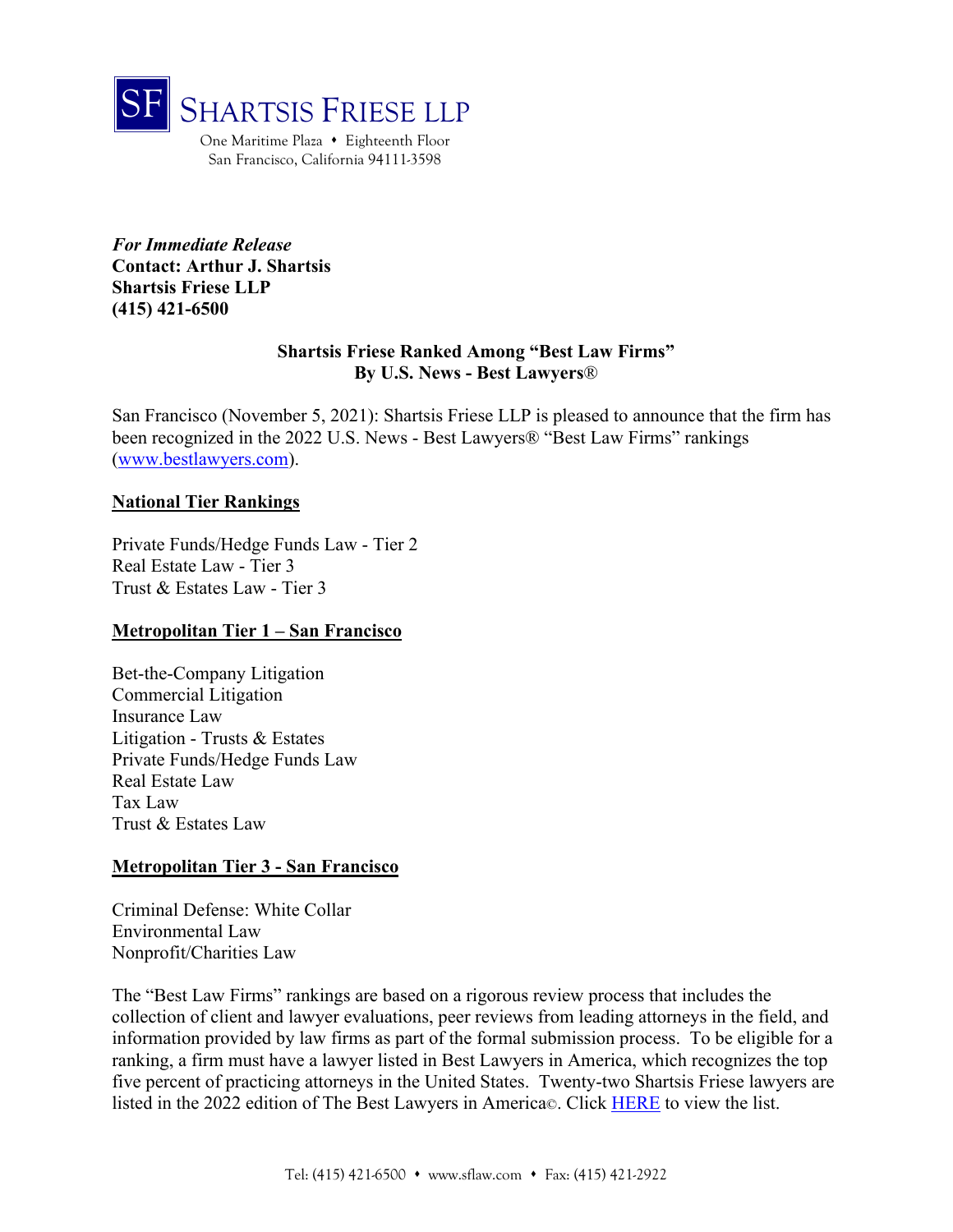SF SHARTSIS FRIESE LLP

One Maritime Plaza • Eighteenth Floor
San Francisco, California 94111-3598

***For Immediate Release***
**Contact: Arthur J. Shartsis**
**Shartsis Friese LLP**
**(415) 421-6500**

**Shartsis Friese Ranked Among "Best Law Firms"**
**By U.S. News - Best Lawyers®**

San Francisco (November 5, 2021): Shartsis Friese LLP is pleased to announce that the firm has been recognized in the 2022 U.S. News - Best Lawyers® "Best Law Firms" rankings (www.bestlawyers.com).

**National Tier Rankings**

Private Funds/Hedge Funds Law - Tier 2
Real Estate Law - Tier 3
Trust & Estates Law - Tier 3

**Metropolitan Tier 1 – San Francisco**

Bet-the-Company Litigation
Commercial Litigation
Insurance Law
Litigation - Trusts & Estates
Private Funds/Hedge Funds Law
Real Estate Law
Tax Law
Trust & Estates Law

**Metropolitan Tier 3 - San Francisco**

Criminal Defense: White Collar
Environmental Law
Nonprofit/Charities Law

The "Best Law Firms" rankings are based on a rigorous review process that includes the collection of client and lawyer evaluations, peer reviews from leading attorneys in the field, and information provided by law firms as part of the formal submission process. To be eligible for a ranking, a firm must have a lawyer listed in Best Lawyers in America, which recognizes the top five percent of practicing attorneys in the United States. Twenty-two Shartsis Friese lawyers are listed in the 2022 edition of The Best Lawyers in America©. Click HERE to view the list.

Tel: (415) 421-6500 • www.sflaw.com • Fax: (415) 421-2922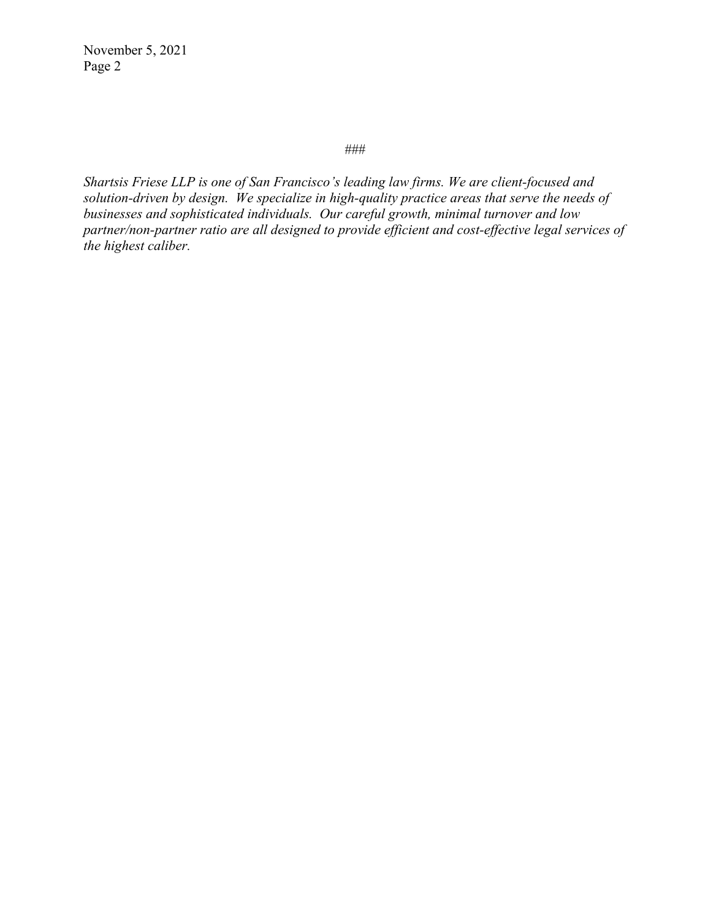###

*Shartsis Friese LLP is one of San Francisco's leading law firms. We are client-focused and solution-driven by design. We specialize in high-quality practice areas that serve the needs of businesses and sophisticated individuals. Our careful growth, minimal turnover and low partner/non-partner ratio are all designed to provide efficient and cost-effective legal services of the highest caliber.*